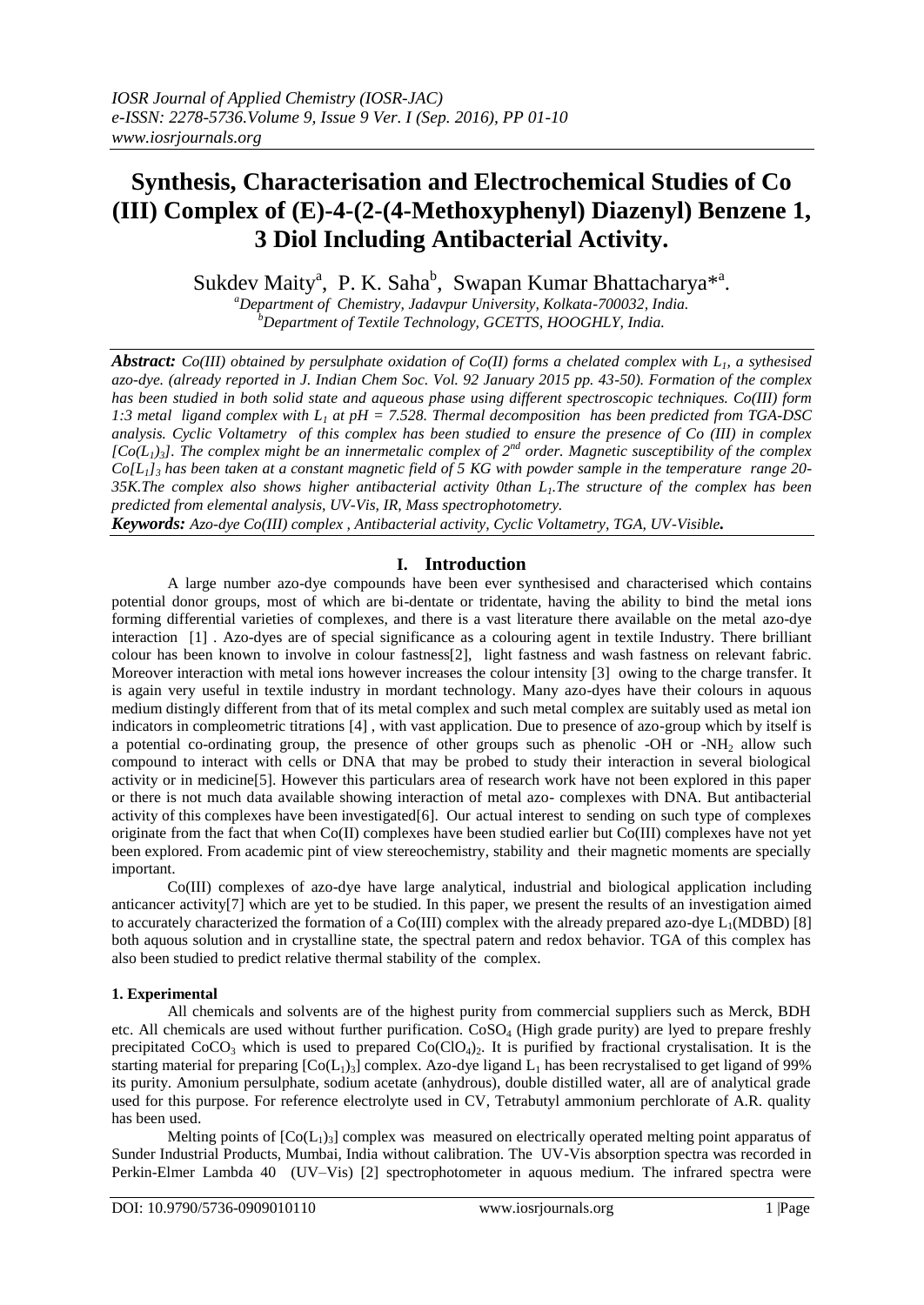# Synthesis, Characterisation and Electrochemical Studies of Co (III) Complex of (E)-4-(2-(4-Methoxyphenyl) Diazenyl) Benzene 1, 3 Diol Including Antibacterial Activity.

Sukdev Maity[a], P. K. Saha[b], Swapan Kumar Bhattacharya*[a].

[a]Department of Chemistry, Jadavpur University, Kolkata-700032, India.
[b]Department of Textile Technology, GCETTS, HOOGHLY, India.

***Abstract:*** *Co(III) obtained by persulphate oxidation of Co(II) forms a chelated complex with $L_1$, a sythesised azo-dye. (already reported in J. Indian Chem Soc. Vol. 92 January 2015 pp. 43-50). Formation of the complex has been studied in both solid state and aqueous phase using different spectroscopic techniques. Co(III) form 1:3 metal ligand complex with $L_1$ at pH = 7.528. Thermal decomposition has been predicted from TGA-DSC analysis. Cyclic Voltametry of this complex has been studied to ensure the presence of Co (III) in complex $[Co(L_1)_3]$. The complex might be an innermetalic complex of 2nd order. Magnetic susceptibility of the complex $Co[L_1]_3$ has been taken at a constant magnetic field of 5 KG with powder sample in the temperature range 20-35K.The complex also shows higher antibacterial activity 0than $L_1$.The structure of the complex has been predicted from elemental analysis, UV-Vis, IR, Mass spectrophotometry.*

***Keywords:*** *Azo-dye Co(III) complex , Antibacterial activity, Cyclic Voltametry, TGA, UV-Visible.*

## I. Introduction

A large number azo-dye compounds have been ever synthesised and characterised which contains potential donor groups, most of which are bi-dentate or tridentate, having the ability to bind the metal ions forming differential varieties of complexes, and there is a vast literature there available on the metal azo-dye interaction [1] . Azo-dyes are of special significance as a colouring agent in textile Industry. There brilliant colour has been known to involve in colour fastness[2], light fastness and wash fastness on relevant fabric. Moreover interaction with metal ions however increases the colour intensity [3] owing to the charge transfer. It is again very useful in textile industry in mordant technology. Many azo-dyes have their colours in aquous medium distingly different from that of its metal complex and such metal complex are suitably used as metal ion indicators in compleometric titrations [4] , with vast application. Due to presence of azo-group which by itself is a potential co-ordinating group, the presence of other groups such as phenolic -OH or -$NH_2$ allow such compound to interact with cells or DNA that may be probed to study their interaction in several biological activity or in medicine[5]. However this particulars area of research work have not been explored in this paper or there is not much data available showing interaction of metal azo- complexes with DNA. But antibacterial activity of this complexes have been investigated[6]. Our actual interest to sending on such type of complexes originate from the fact that when Co(II) complexes have been studied earlier but Co(III) complexes have not yet been explored. From academic pint of view stereochemistry, stability and their magnetic moments are specially important.

Co(III) complexes of azo-dye have large analytical, industrial and biological application including anticancer activity[7] which are yet to be studied. In this paper, we present the results of an investigation aimed to accurately characterized the formation of a Co(III) complex with the already prepared azo-dye $L_1$(MDBD) [8] both aquous solution and in crystalline state, the spectral patern and redox behavior. TGA of this complex has also been studied to predict relative thermal stability of the complex.

### 1. Experimental

All chemicals and solvents are of the highest purity from commercial suppliers such as Merck, BDH etc. All chemicals are used without further purification. $CoSO_4$ (High grade purity) are lyed to prepare freshly precipitated $CoCO_3$ which is used to prepared $Co(ClO_4)_2$. It is purified by fractional crystalisation. It is the starting material for preparing $[Co(L_1)_3]$ complex. Azo-dye ligand $L_1$ has been recrystalised to get ligand of 99% its purity. Amonium persulphate, sodium acetate (anhydrous), double distilled water, all are of analytical grade used for this purpose. For reference electrolyte used in CV, Tetrabutyl ammonium perchlorate of A.R. quality has been used.

Melting points of $[Co(L_1)_3]$ complex was measured on electrically operated melting point apparatus of Sunder Industrial Products, Mumbai, India without calibration. The UV-Vis absorption spectra was recorded in Perkin-Elmer Lambda 40 (UV–Vis) [2] spectrophotometer in aquous medium. The infrared spectra were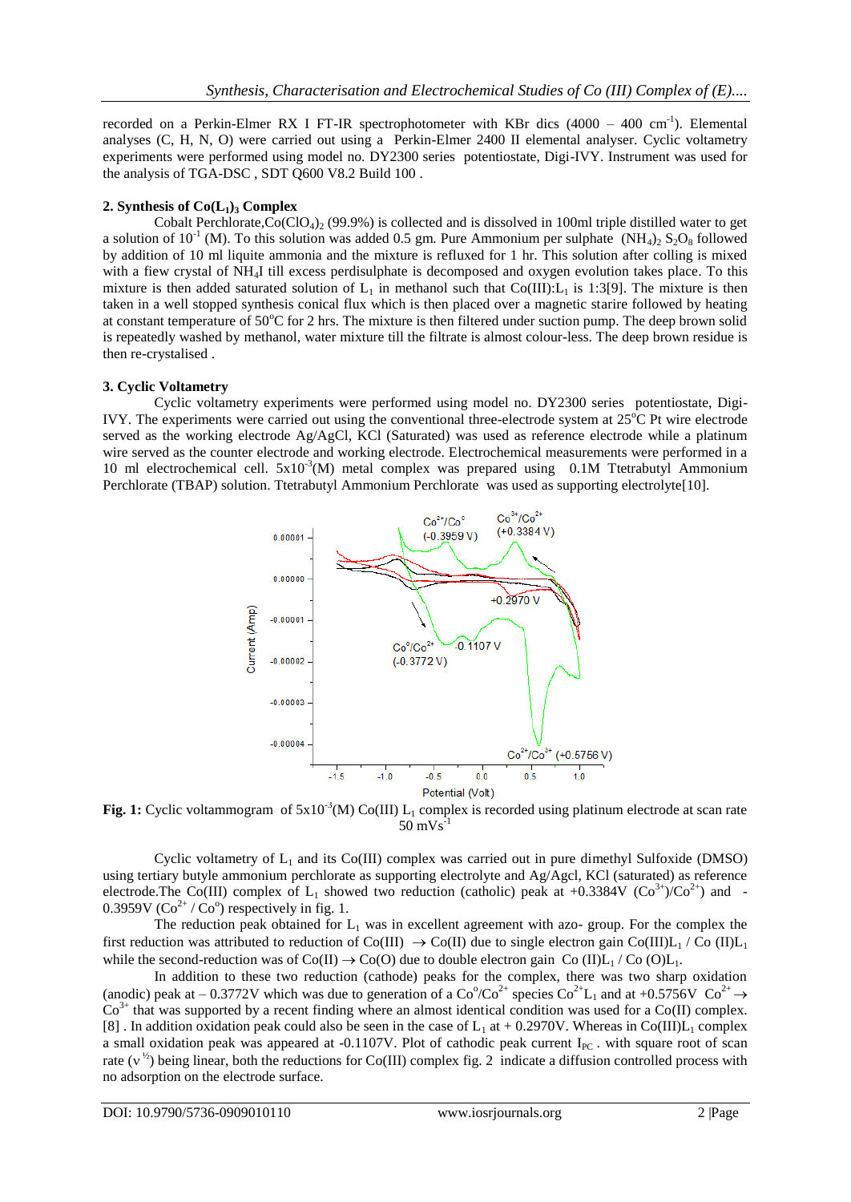recorded on a Perkin-Elmer RX I FT-IR spectrophotometer with KBr dics (4000 – 400 $cm^{-1}$). Elemental analyses (C, H, N, O) were carried out using a Perkin-Elmer 2400 II elemental analyser. Cyclic voltametry experiments were performed using model no. DY2300 series potentiostate, Digi-IVY. Instrument was used for the analysis of TGA-DSC , SDT Q600 V8.2 Build 100 .

### 2. Synthesis of $Co(L_1)_3$ Complex

Cobalt Perchlorate,$Co(ClO_4)_2$ (99.9%) is collected and is dissolved in 100ml triple distilled water to get a solution of $10^{-1}$ (M). To this solution was added 0.5 gm. Pure Ammonium per sulphate $(NH_4)_2\ S_2O_8$ followed by addition of 10 ml liquite ammonia and the mixture is refluxed for 1 hr. This solution after colling is mixed with a fiew crystal of $NH_4I$ till excess perdisulphate is decomposed and oxygen evolution takes place. To this mixture is then added saturated solution of $L_1$ in methanol such that Co(III):$L_1$ is 1:3[9]. The mixture is then taken in a well stopped synthesis conical flux which is then placed over a magnetic starire followed by heating at constant temperature of 50°C for 2 hrs. The mixture is then filtered under suction pump. The deep brown solid is repeatedly washed by methanol, water mixture till the filtrate is almost colour-less. The deep brown residue is then re-crystalised .

### 3. Cyclic Voltametry

Cyclic voltametry experiments were performed using model no. DY2300 series potentiostate, Digi-IVY. The experiments were carried out using the conventional three-electrode system at 25°C Pt wire electrode served as the working electrode Ag/AgCl, KCl (Saturated) was used as reference electrode while a platinum wire served as the counter electrode and working electrode. Electrochemical measurements were performed in a 10 ml electrochemical cell. $5x10^{-3}$(M) metal complex was prepared using 0.1M Ttetrabutyl Ammonium Perchlorate (TBAP) solution. Ttetrabutyl Ammonium Perchlorate was used as supporting electrolyte[10].

**Fig. 1:** Cyclic voltammogram of $5x10^{-3}$(M) Co(III) $L_1$ complex is recorded using platinum electrode at scan rate 50 $mVs^{-1}$

Cyclic voltametry of $L_1$ and its Co(III) complex was carried out in pure dimethyl Sulfoxide (DMSO) using tertiary butyle ammonium perchlorate as supporting electrolyte and Ag/Agcl, KCl (saturated) as reference electrode.The Co(III) complex of $L_1$ showed two reduction (catholic) peak at +0.3384V ($Co^{3+}$)/$Co^{2+}$) and -0.3959V ($Co^{2+}$ / $Co^{o}$) respectively in fig. 1.

The reduction peak obtained for $L_1$ was in excellent agreement with azo- group. For the complex the first reduction was attributed to reduction of Co(III) $\rightarrow$ Co(II) due to single electron gain Co(III)$L_1$ / Co (II)$L_1$ while the second-reduction was of Co(II) $\rightarrow$ Co(O) due to double electron gain Co (II)$L_1$ / Co (O)$L_1$.

In addition to these two reduction (cathode) peaks for the complex, there was two sharp oxidation (anodic) peak at – 0.3772V which was due to generation of a $Co^{o}/Co^{2+}$ species $Co^{2+}L_1$ and at +0.5756V $Co^{2+} \rightarrow Co^{3+}$ that was supported by a recent finding where an almost identical condition was used for a Co(II) complex. [8] . In addition oxidation peak could also be seen in the case of $L_1$ at + 0.2970V. Whereas in Co(III)$L_1$ complex a small oxidation peak was appeared at -0.1107V. Plot of cathodic peak current $I_{PC}$ . with square root of scan rate ($v^{1/2}$) being linear, both the reductions for Co(III) complex fig. 2 indicate a diffusion controlled process with no adsorption on the electrode surface.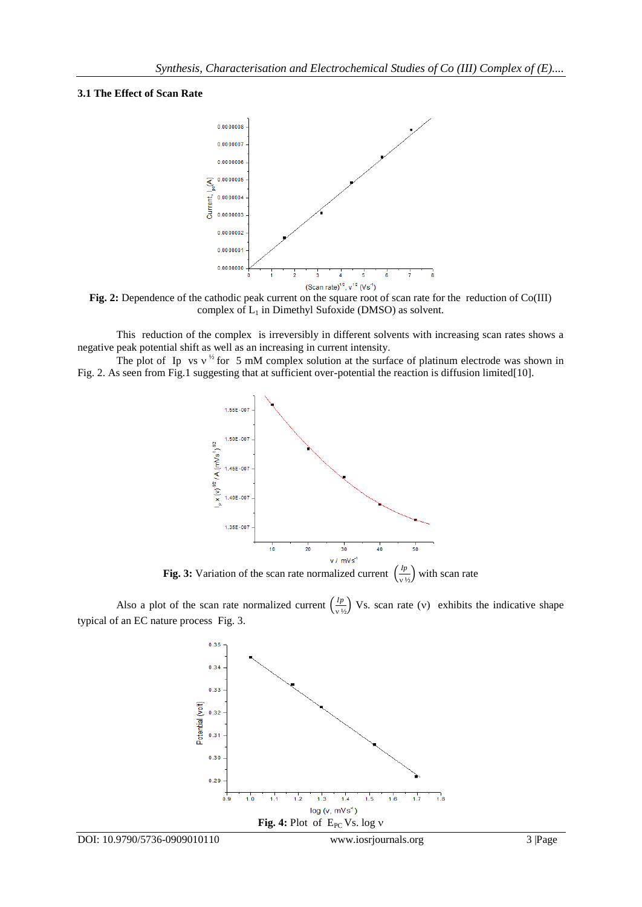### 3.1 The Effect of Scan Rate

**Fig. 2:** Dependence of the cathodic peak current on the square root of scan rate for the reduction of Co(III) complex of $L_1$ in Dimethyl Sufoxide (DMSO) as solvent.

This reduction of the complex is irreversibly in different solvents with increasing scan rates shows a negative peak potential shift as well as an increasing in current intensity.

The plot of Ip vs $\nu^{½}$ for 5 mM complex solution at the surface of platinum electrode was shown in Fig. 2. As seen from Fig.1 suggesting that at sufficient over-potential the reaction is diffusion limited[10].

**Fig. 3:** Variation of the scan rate normalized current $\left(\frac{Ip}{\nu^{½}}\right)$ with scan rate

Also a plot of the scan rate normalized current $\left(\frac{Ip}{\nu^{½}}\right)$ Vs. scan rate (ν) exhibits the indicative shape typical of an EC nature process Fig. 3.

**Fig. 4:** Plot of $E_{PC}$ Vs. log ν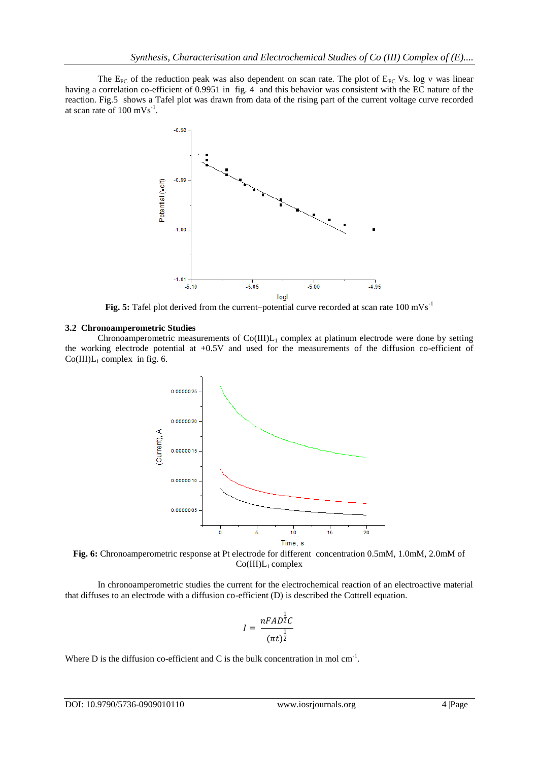The $E_{PC}$ of the reduction peak was also dependent on scan rate. The plot of $E_{PC}$ Vs. log ν was linear having a correlation co-efficient of 0.9951 in fig. 4 and this behavior was consistent with the EC nature of the reaction. Fig.5 shows a Tafel plot was drawn from data of the rising part of the current voltage curve recorded at scan rate of 100 $mVs^{-1}$.

**Fig. 5:** Tafel plot derived from the current–potential curve recorded at scan rate 100 $mVs^{-1}$

### 3.2 Chronoamperometric Studies

Chronoamperometric measurements of $Co(III)L_1$ complex at platinum electrode were done by setting the working electrode potential at +0.5V and used for the measurements of the diffusion co-efficient of $Co(III)L_1$ complex in fig. 6.

**Fig. 6:** Chronoamperometric response at Pt electrode for different concentration 0.5mM, 1.0mM, 2.0mM of $Co(III)L_1$ complex

In chronoamperometric studies the current for the electrochemical reaction of an electroactive material that diffuses to an electrode with a diffusion co-efficient (D) is described the Cottrell equation.

$$I = \frac{nFAD^{\frac{1}{2}}C}{(\pi t)^{\frac{1}{2}}}$$

Where D is the diffusion co-efficient and C is the bulk concentration in mol $cm^{-1}$.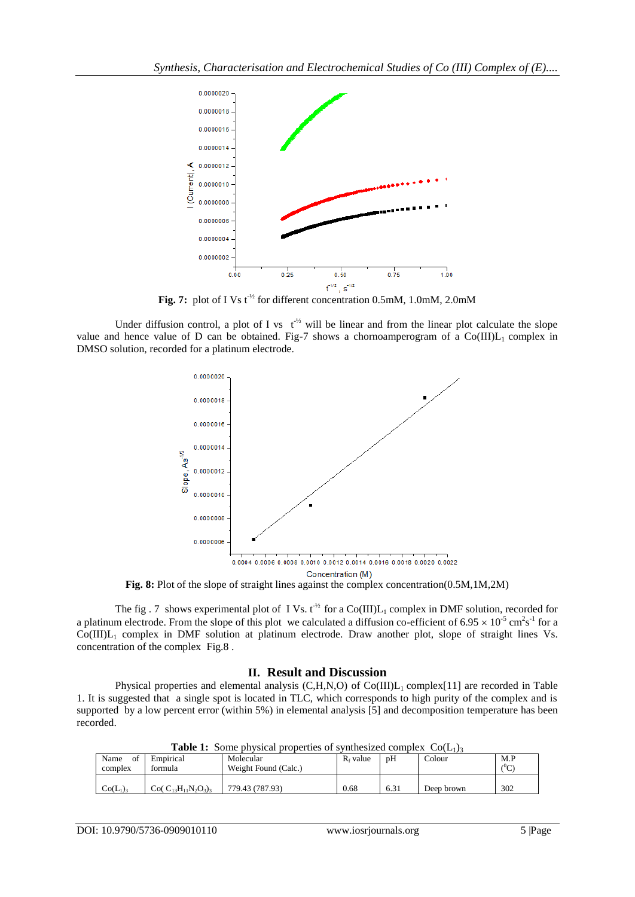**Fig. 7:** plot of I Vs $t^{-½}$ for different concentration 0.5mM, 1.0mM, 2.0mM

Under diffusion control, a plot of I vs $t^{-½}$ will be linear and from the linear plot calculate the slope value and hence value of D can be obtained. Fig-7 shows a chornoamperogram of a Co(III)$L_1$ complex in DMSO solution, recorded for a platinum electrode.

**Fig. 8:** Plot of the slope of straight lines against the complex concentration(0.5M,1M,2M)

The fig . 7 shows experimental plot of I Vs. $t^{-½}$ for a Co(III)$L_1$ complex in DMF solution, recorded for a platinum electrode. From the slope of this plot we calculated a diffusion co-efficient of $6.95 \times 10^{-5}$ $cm^2s^{-1}$ for a Co(III)$L_1$ complex in DMF solution at platinum electrode. Draw another plot, slope of straight lines Vs. concentration of the complex Fig.8 .

## II. Result and Discussion

Physical properties and elemental analysis (C,H,N,O) of Co(III)$L_1$ complex[11] are recorded in Table 1. It is suggested that a single spot is located in TLC, which corresponds to high purity of the complex and is supported by a low percent error (within 5%) in elemental analysis [5] and decomposition temperature has been recorded.

**Table 1:** Some physical properties of synthesized complex $Co(L_1)_3$

| Name of complex | Empirical formula | Molecular Weight Found (Calc.) | $R_f$ value | pH | Colour | M.P ($^0$C) |
|---|---|---|---|---|---|---|
| $Co(L_1)_3$ | $Co(C_{13}H_{11}N_2O_3)_3$ | 779.43 (787.93) | 0.68 | 6.31 | Deep brown | 302 |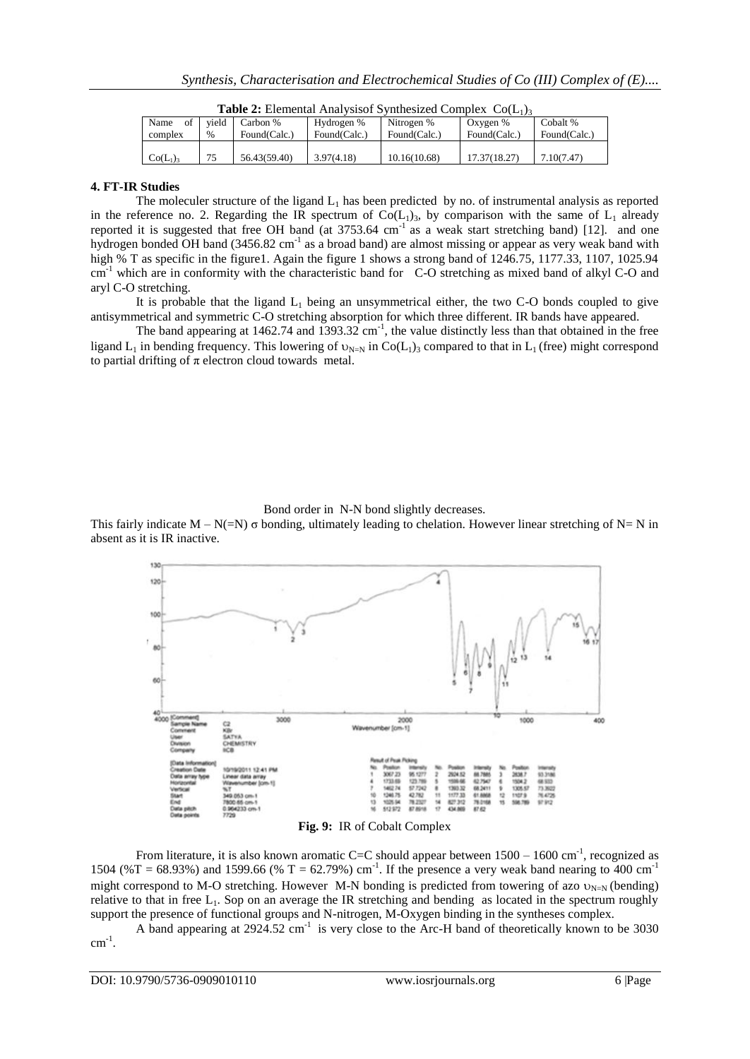**Table 2:** Elemental Analysisof Synthesized Complex $Co(L_1)_3$

| Name of complex | yield % | Carbon % Found(Calc.) | Hydrogen % Found(Calc.) | Nitrogen % Found(Calc.) | Oxygen % Found(Calc.) | Cobalt % Found(Calc.) |
|---|---|---|---|---|---|---|
| $Co(L_1)_3$ | 75 | 56.43(59.40) | 3.97(4.18) | 10.16(10.68) | 17.37(18.27) | 7.10(7.47) |

## 4. FT-IR Studies

The moleculer structure of the ligand $L_1$ has been predicted by no. of instrumental analysis as reported in the reference no. 2. Regarding the IR spectrum of $Co(L_1)_3$, by comparison with the same of $L_1$ already reported it is suggested that free OH band (at 3753.64 $cm^{-1}$ as a weak start stretching band) [12]. and one hydrogen bonded OH band (3456.82 $cm^{-1}$ as a broad band) are almost missing or appear as very weak band with high % T as specific in the figure1. Again the figure 1 shows a strong band of 1246.75, 1177.33, 1107, 1025.94 $cm^{-1}$ which are in conformity with the characteristic band for C-O stretching as mixed band of alkyl C-O and aryl C-O stretching.

It is probable that the ligand $L_1$ being an unsymmetrical either, the two C-O bonds coupled to give antisymmetrical and symmetric C-O stretching absorption for which three different. IR bands have appeared.

The band appearing at 1462.74 and 1393.32 $cm^{-1}$, the value distinctly less than that obtained in the free ligand $L_1$ in bending frequency. This lowering of $\upsilon_{N=N}$ in $Co(L_1)_3$ compared to that in $L_1$ (free) might correspond to partial drifting of $\pi$ electron cloud towards metal.

Bond order in N-N bond slightly decreases.

This fairly indicate M – N(=N) $\sigma$ bonding, ultimately leading to chelation. However linear stretching of N= N in absent as it is IR inactive.

**Fig. 9:** IR of Cobalt Complex

From literature, it is also known aromatic C=C should appear between 1500 – 1600 $cm^{-1}$, recognized as 1504 (%T = 68.93%) and 1599.66 (% T = 62.79%) $cm^{-1}$. If the presence a very weak band nearing to 400 $cm^{-1}$ might correspond to M-O stretching. However M-N bonding is predicted from towering of azo $\upsilon_{N=N}$ (bending) relative to that in free $L_1$. Sop on an average the IR stretching and bending as located in the spectrum roughly support the presence of functional groups and N-nitrogen, M-Oxygen binding in the syntheses complex.

A band appearing at 2924.52 $cm^{-1}$ is very close to the Arc-H band of theoretically known to be 3030 $cm^{-1}$.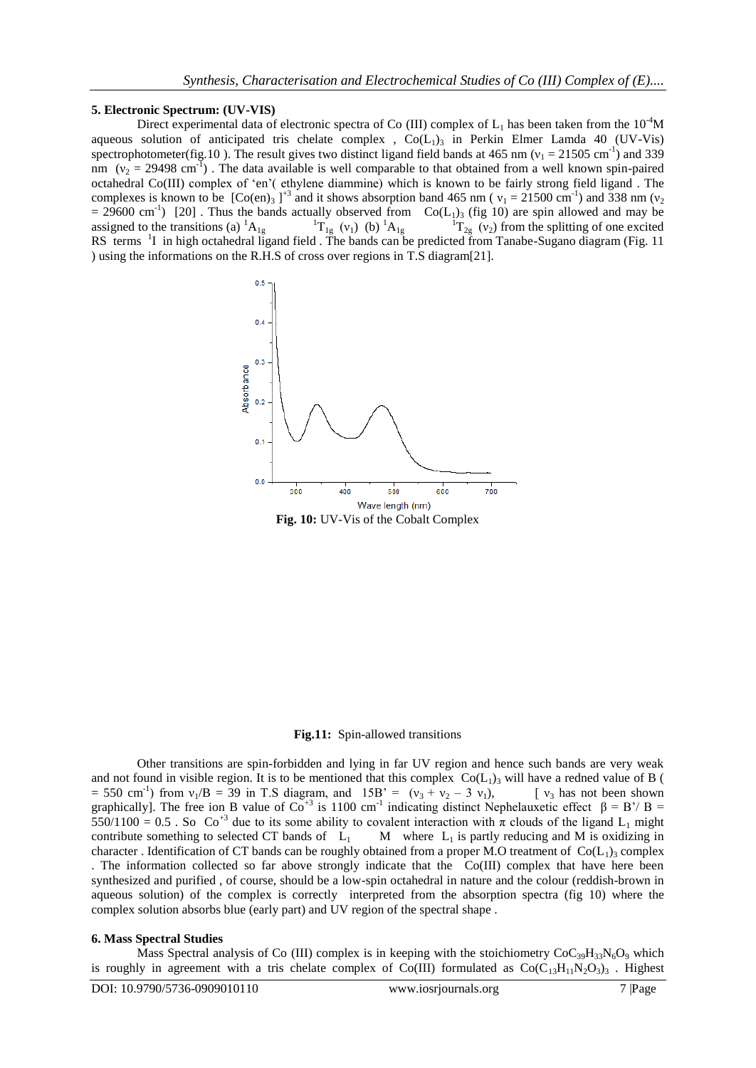### 5. Electronic Spectrum: (UV-VIS)

Direct experimental data of electronic spectra of Co (III) complex of $L_1$ has been taken from the $10^{-4}$M aqueous solution of anticipated tris chelate complex , $Co(L_1)_3$ in Perkin Elmer Lamda 40 (UV-Vis) spectrophotometer(fig.10 ). The result gives two distinct ligand field bands at 465 nm ($\nu_1$ = 21505 cm$^{-1}$) and 339 nm ($\nu_2$ = 29498 cm$^{-1}$) . The data available is well comparable to that obtained from a well known spin-paired octahedral Co(III) complex of 'en'( ethylene diammine) which is known to be fairly strong field ligand . The complexes is known to be $[Co(en)_3]^{+3}$ and it shows absorption band 465 nm ( $\nu_1$ = 21500 cm$^{-1}$) and 338 nm ($\nu_2$ = 29600 cm$^{-1}$) [20] . Thus the bands actually observed from $Co(L_1)_3$ (fig 10) are spin allowed and may be assigned to the transitions (a) $^1A_{1g}$ → $^1T_{1g}$ ($\nu_1$) (b) $^1A_{1g}$ → $^1T_{2g}$ ($\nu_2$) from the splitting of one excited RS terms $^1I$ in high octahedral ligand field . The bands can be predicted from Tanabe-Sugano diagram (Fig. 11 ) using the informations on the R.H.S of cross over regions in T.S diagram[21].

**Fig. 10:** UV-Vis of the Cobalt Complex

**Fig.11:** Spin-allowed transitions

Other transitions are spin-forbidden and lying in far UV region and hence such bands are very weak and not found in visible region. It is to be mentioned that this complex $Co(L_1)_3$ will have a redned value of B ( = 550 cm$^{-1}$) from $\nu_1$/B = 39 in T.S diagram, and 15B' = ($\nu_3$ + $\nu_2$ – 3 $\nu_1$), [ $\nu_3$ has not been shown graphically]. The free ion B value of $Co^{+3}$ is 1100 cm$^{-1}$ indicating distinct Nephelauxetic effect $\beta$ = B'/ B = 550/1100 = 0.5 . So $Co^{+3}$ due to its some ability to covalent interaction with $\pi$ clouds of the ligand $L_1$ might contribute something to selected CT bands of $L_1$ → M where $L_1$ is partly reducing and M is oxidizing in character . Identification of CT bands can be roughly obtained from a proper M.O treatment of $Co(L_1)_3$ complex . The information collected so far above strongly indicate that the Co(III) complex that have here been synthesized and purified , of course, should be a low-spin octahedral in nature and the colour (reddish-brown in aqueous solution) of the complex is correctly interpreted from the absorption spectra (fig 10) where the complex solution absorbs blue (early part) and UV region of the spectral shape .

### 6. Mass Spectral Studies

Mass Spectral analysis of Co (III) complex is in keeping with the stoichiometry $CoC_{39}H_{33}N_6O_9$ which is roughly in agreement with a tris chelate complex of Co(III) formulated as $Co(C_{13}H_{11}N_2O_3)_3$ . Highest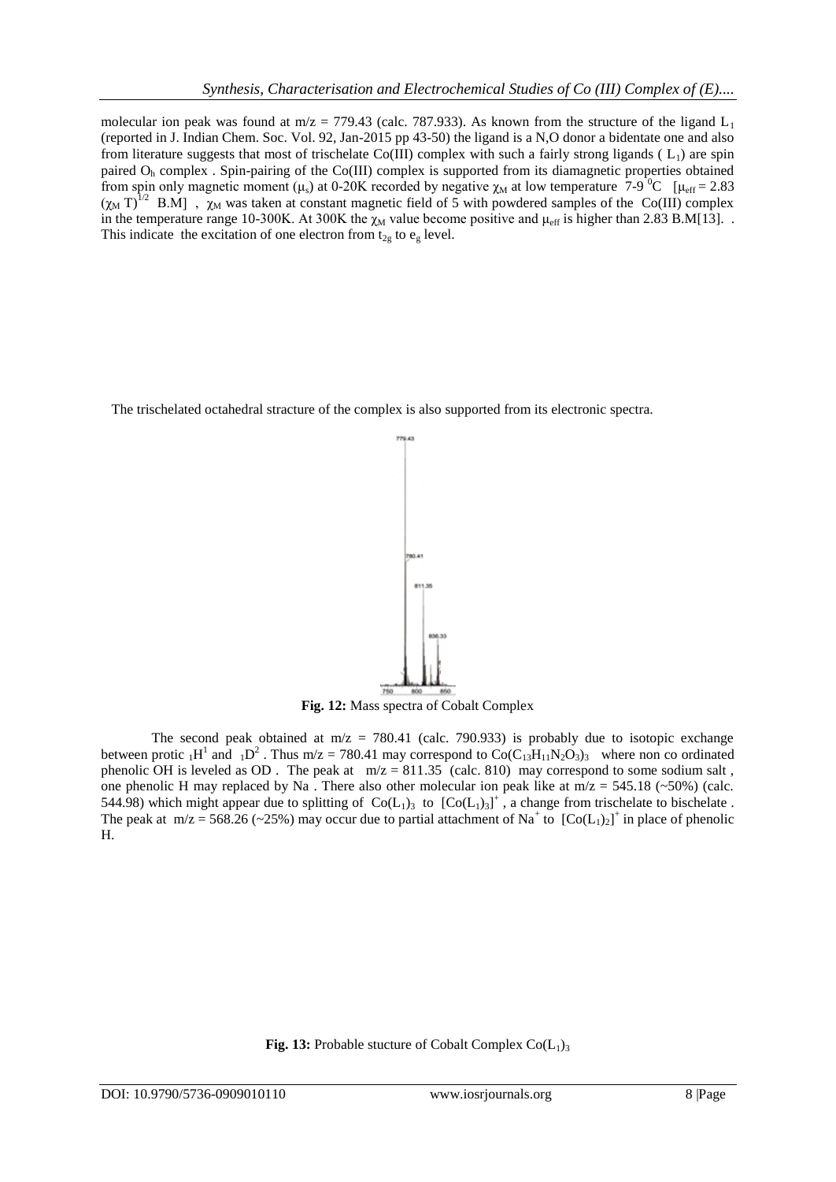molecular ion peak was found at m/z = 779.43 (calc. 787.933). As known from the structure of the ligand $L_1$ (reported in J. Indian Chem. Soc. Vol. 92, Jan-2015 pp 43-50) the ligand is a N,O donor a bidentate one and also from literature suggests that most of trischelate Co(III) complex with such a fairly strong ligands ( $L_1$) are spin paired $O_h$ complex . Spin-pairing of the Co(III) complex is supported from its diamagnetic properties obtained from spin only magnetic moment ($\mu_s$) at 0-20K recorded by negative $\chi_M$ at low temperature 7-9 $^0$C [$\mu_{eff} = 2.83 (\chi_M T)^{1/2}$ B.M] , $\chi_M$ was taken at constant magnetic field of 5 with powdered samples of the Co(III) complex in the temperature range 10-300K. At 300K the $\chi_M$ value become positive and $\mu_{eff}$ is higher than 2.83 B.M[13]. . This indicate the excitation of one electron from $t_{2g}$ to $e_g$ level.

The trischelated octahedral stracture of the complex is also supported from its electronic spectra.

**Fig. 12:** Mass spectra of Cobalt Complex

The second peak obtained at m/z = 780.41 (calc. 790.933) is probably due to isotopic exchange between protic $_1H^1$ and $_1D^2$ . Thus m/z = 780.41 may correspond to $Co(C_{13}H_{11}N_2O_3)_3$ where non co ordinated phenolic OH is leveled as OD . The peak at m/z = 811.35 (calc. 810) may correspond to some sodium salt , one phenolic H may replaced by Na . There also other molecular ion peak like at m/z = 545.18 (~50%) (calc. 544.98) which might appear due to splitting of $Co(L_1)_3$ to $[Co(L_1)_3]^+$ , a change from trischelate to bischelate . The peak at m/z = 568.26 (~25%) may occur due to partial attachment of $Na^+$ to $[Co(L_1)_2]^+$ in place of phenolic H.

**Fig. 13:** Probable stucture of Cobalt Complex $Co(L_1)_3$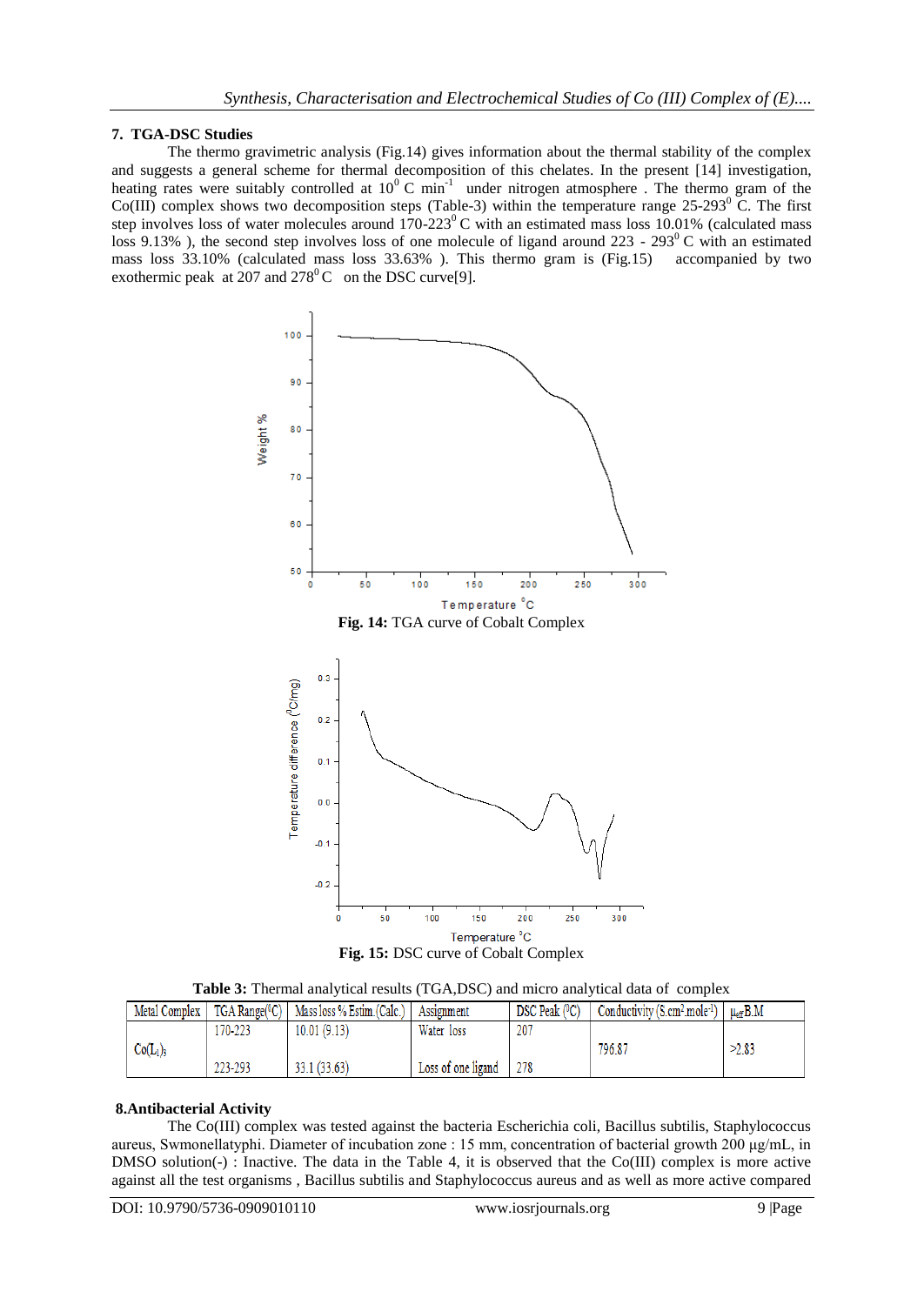## 7. TGA-DSC Studies

The thermo gravimetric analysis (Fig.14) gives information about the thermal stability of the complex and suggests a general scheme for thermal decomposition of this chelates. In the present [14] investigation, heating rates were suitably controlled at $10^0$ C $min^{-1}$ under nitrogen atmosphere . The thermo gram of the Co(III) complex shows two decomposition steps (Table-3) within the temperature range 25-293$^0$ C. The first step involves loss of water molecules around 170-223$^0$ C with an estimated mass loss 10.01% (calculated mass loss 9.13% ), the second step involves loss of one molecule of ligand around 223 - 293$^0$ C with an estimated mass loss 33.10% (calculated mass loss 33.63% ). This thermo gram is (Fig.15) accompanied by two exothermic peak at 207 and 278$^0$ C on the DSC curve[9].

**Fig. 14:** TGA curve of Cobalt Complex

**Fig. 15:** DSC curve of Cobalt Complex

**Table 3:** Thermal analytical results (TGA,DSC) and micro analytical data of complex

| Metal Complex | TGA Range($^0$C) | Mass loss % Estim.(Calc.) | Assignment | DSC Peak ($^0$C) | Conductivity (S.cm$^2$.mole$^{-1}$) | $\mu_{eff}$ B.M |
|---|---|---|---|---|---|---|
| $Co(L_1)_3$ | 170-223 | 10.01 (9.13) | Water loss | 207 | 796.87 | >2.83 |
| | 223-293 | 33.1 (33.63) | Loss of one ligand | 278 | | |

## 8.Antibacterial Activity

The Co(III) complex was tested against the bacteria Escherichia coli, Bacillus subtilis, Staphylococcus aureus, Swmonellatyphi. Diameter of incubation zone : 15 mm, concentration of bacterial growth 200 μg/mL, in DMSO solution(-) : Inactive. The data in the Table 4, it is observed that the Co(III) complex is more active against all the test organisms , Bacillus subtilis and Staphylococcus aureus and as well as more active compared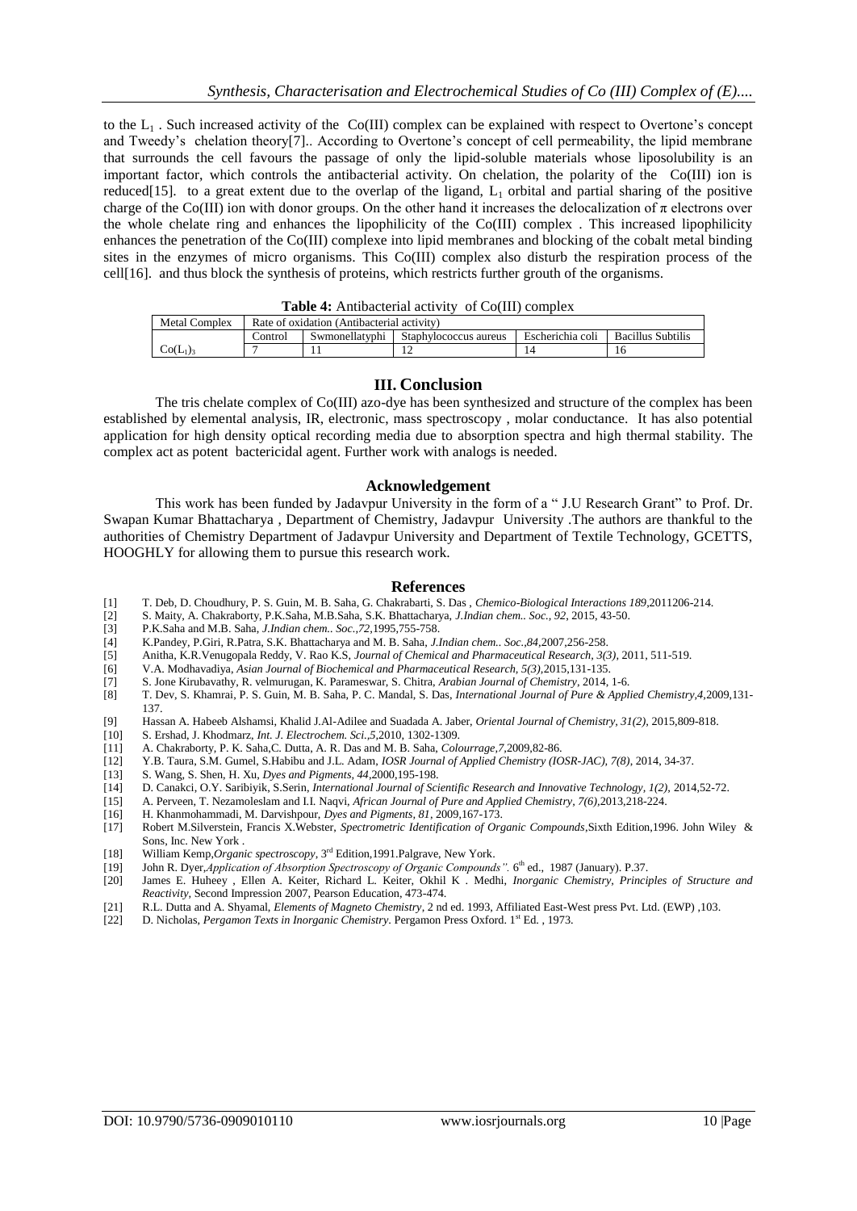to the $L_1$ . Such increased activity of the Co(III) complex can be explained with respect to Overtone's concept and Tweedy's chelation theory[7].. According to Overtone's concept of cell permeability, the lipid membrane that surrounds the cell favours the passage of only the lipid-soluble materials whose liposolubility is an important factor, which controls the antibacterial activity. On chelation, the polarity of the Co(III) ion is reduced[15]. to a great extent due to the overlap of the ligand, $L_1$ orbital and partial sharing of the positive charge of the Co(III) ion with donor groups. On the other hand it increases the delocalization of π electrons over the whole chelate ring and enhances the lipophilicity of the Co(III) complex . This increased lipophilicity enhances the penetration of the Co(III) complexe into lipid membranes and blocking of the cobalt metal binding sites in the enzymes of micro organisms. This Co(III) complex also disturb the respiration process of the cell[16]. and thus block the synthesis of proteins, which restricts further grouth of the organisms.

**Table 4:** Antibacterial activity of Co(III) complex

| Metal Complex | Rate of oxidation (Antibacterial activity) | | | | |
|---|---|---|---|---|---|
| | Control | Swmonellatyphi | Staphylococcus aureus | Escherichia coli | Bacillus Subtilis |
| $Co(L_1)_3$ | 7 | 11 | 12 | 14 | 16 |

## III. Conclusion

The tris chelate complex of Co(III) azo-dye has been synthesized and structure of the complex has been established by elemental analysis, IR, electronic, mass spectroscopy , molar conductance. It has also potential application for high density optical recording media due to absorption spectra and high thermal stability. The complex act as potent bactericidal agent. Further work with analogs is needed.

## Acknowledgement

This work has been funded by Jadavpur University in the form of a " J.U Research Grant" to Prof. Dr. Swapan Kumar Bhattacharya , Department of Chemistry, Jadavpur University .The authors are thankful to the authorities of Chemistry Department of Jadavpur University and Department of Textile Technology, GCETTS, HOOGHLY for allowing them to pursue this research work.

## References

[1] T. Deb, D. Choudhury, P. S. Guin, M. B. Saha, G. Chakrabarti, S. Das , *Chemico-Biological Interactions 189*,2011206-214.

[2] S. Maity, A. Chakraborty, P.K.Saha, M.B.Saha, S.K. Bhattacharya, *J.Indian chem.. Soc., 92*, 2015, 43-50.

[3] P.K.Saha and M.B. Saha, *J.Indian chem.. Soc.,72*,1995,755-758.

[4] K.Pandey, P.Giri, R.Patra, S.K. Bhattacharya and M. B. Saha, *J.Indian chem.. Soc.,84*,2007,256-258.

[5] Anitha, K.R.Venugopala Reddy, V. Rao K.S, *Journal of Chemical and Pharmaceutical Research, 3(3)*, 2011, 511-519.

[6] V.A. Modhavadiya, *Asian Journal of Biochemical and Pharmaceutical Research, 5(3)*,2015,131-135.

[7] S. Jone Kirubavathy, R. velmurugan, K. Parameswar, S. Chitra, *Arabian Journal of Chemistry*, 2014, 1-6.

[8] T. Dev, S. Khamrai, P. S. Guin, M. B. Saha, P. C. Mandal, S. Das, *International Journal of Pure & Applied Chemistry,4*,2009,131-137.

[9] Hassan A. Habeeb Alshamsi, Khalid J.Al-Adilee and Suadada A. Jaber, *Oriental Journal of Chemistry, 31(2)*, 2015,809-818.

[10] S. Ershad, J. Khodmarz, *Int. J. Electrochem. Sci.,5*,2010, 1302-1309.

[11] A. Chakraborty, P. K. Saha,C. Dutta, A. R. Das and M. B. Saha, *Colourrage,7*,2009,82-86.

[12] Y.B. Taura, S.M. Gumel, S.Habibu and J.L. Adam, *IOSR Journal of Applied Chemistry (IOSR-JAC), 7(8)*, 2014, 34-37.

[13] S. Wang, S. Shen, H. Xu, *Dyes and Pigments, 44*,2000,195-198.

[14] D. Canakci, O.Y. Saribiyik, S.Serin, *International Journal of Scientific Research and Innovative Technology, 1(2)*, 2014,52-72.

[15] A. Perveen, T. Nezamoleslam and I.I. Naqvi, *African Journal of Pure and Applied Chemistry, 7(6)*,2013,218-224.

[16] H. Khanmohammadi, M. Darvishpour, *Dyes and Pigments, 81*, 2009,167-173.

[17] Robert M.Silverstein, Francis X.Webster, *Spectrometric Identification of Organic Compounds*,Sixth Edition,1996. John Wiley & Sons, Inc. New York .

[18] William Kemp,*Organic spectroscopy*, 3rd Edition,1991.Palgrave, New York.

[19] John R. Dyer,*Application of Absorption Spectroscopy of Organic Compounds".* 6th ed., 1987 (January). P.37.

[20] James E. Huheey , Ellen A. Keiter, Richard L. Keiter, Okhil K . Medhi, *Inorganic Chemistry, Principles of Structure and Reactivity*, Second Impression 2007, Pearson Education, 473-474.

[21] R.L. Dutta and A. Shyamal, *Elements of Magneto Chemistry*, 2 nd ed. 1993, Affiliated East-West press Pvt. Ltd. (EWP) ,103.

[22] D. Nicholas, *Pergamon Texts in Inorganic Chemistry*. Pergamon Press Oxford. 1st Ed. , 1973.